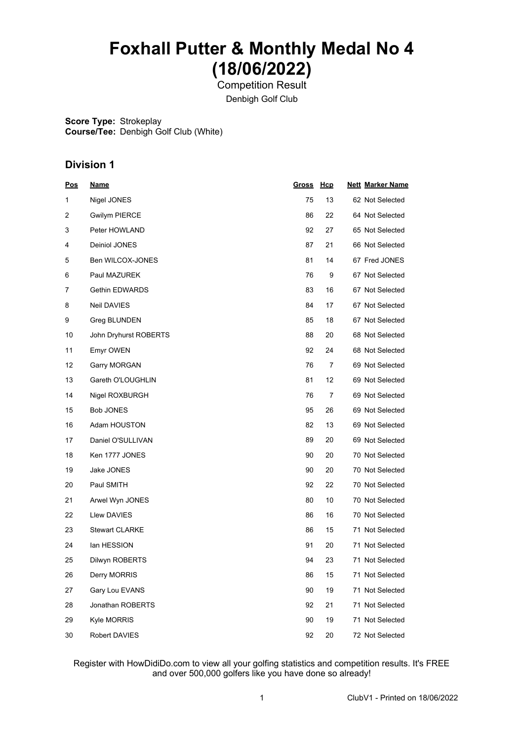# Foxhall Putter & Monthly Medal No 4 (18/06/2022)

Competition Result

Denbigh Golf Club

**Score Type:** Strokeplay
**Course/Tee:** Denbigh Golf Club (White)

## Division 1

| Pos | Name | Gross | Hcp | Nett | Marker Name |
|---|---|---|---|---|---|
| 1 | Nigel JONES | 75 | 13 | 62 | Not Selected |
| 2 | Gwilym PIERCE | 86 | 22 | 64 | Not Selected |
| 3 | Peter HOWLAND | 92 | 27 | 65 | Not Selected |
| 4 | Deiniol JONES | 87 | 21 | 66 | Not Selected |
| 5 | Ben WILCOX-JONES | 81 | 14 | 67 | Fred JONES |
| 6 | Paul MAZUREK | 76 | 9 | 67 | Not Selected |
| 7 | Gethin EDWARDS | 83 | 16 | 67 | Not Selected |
| 8 | Neil DAVIES | 84 | 17 | 67 | Not Selected |
| 9 | Greg BLUNDEN | 85 | 18 | 67 | Not Selected |
| 10 | John Dryhurst ROBERTS | 88 | 20 | 68 | Not Selected |
| 11 | Emyr OWEN | 92 | 24 | 68 | Not Selected |
| 12 | Garry MORGAN | 76 | 7 | 69 | Not Selected |
| 13 | Gareth O'LOUGHLIN | 81 | 12 | 69 | Not Selected |
| 14 | Nigel ROXBURGH | 76 | 7 | 69 | Not Selected |
| 15 | Bob JONES | 95 | 26 | 69 | Not Selected |
| 16 | Adam HOUSTON | 82 | 13 | 69 | Not Selected |
| 17 | Daniel O'SULLIVAN | 89 | 20 | 69 | Not Selected |
| 18 | Ken 1777 JONES | 90 | 20 | 70 | Not Selected |
| 19 | Jake JONES | 90 | 20 | 70 | Not Selected |
| 20 | Paul SMITH | 92 | 22 | 70 | Not Selected |
| 21 | Arwel Wyn JONES | 80 | 10 | 70 | Not Selected |
| 22 | Llew DAVIES | 86 | 16 | 70 | Not Selected |
| 23 | Stewart CLARKE | 86 | 15 | 71 | Not Selected |
| 24 | Ian HESSION | 91 | 20 | 71 | Not Selected |
| 25 | Dilwyn ROBERTS | 94 | 23 | 71 | Not Selected |
| 26 | Derry MORRIS | 86 | 15 | 71 | Not Selected |
| 27 | Gary Lou EVANS | 90 | 19 | 71 | Not Selected |
| 28 | Jonathan ROBERTS | 92 | 21 | 71 | Not Selected |
| 29 | Kyle MORRIS | 90 | 19 | 71 | Not Selected |
| 30 | Robert DAVIES | 92 | 20 | 72 | Not Selected |

Register with HowDidiDo.com to view all your golfing statistics and competition results. It's FREE and over 500,000 golfers like you have done so already!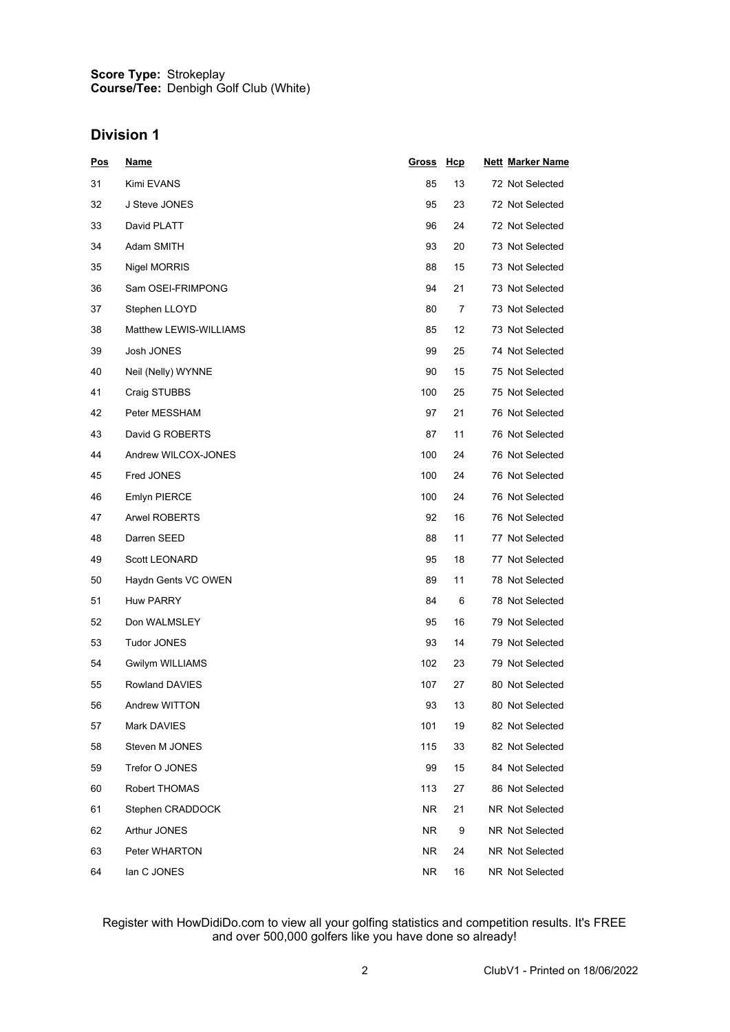**Score Type:** Strokeplay
**Course/Tee:** Denbigh Golf Club (White)

## Division 1

| Pos | Name | Gross | Hcp | Nett | Marker Name |
|---|---|---|---|---|---|
| 31 | Kimi EVANS | 85 | 13 | 72 | Not Selected |
| 32 | J Steve JONES | 95 | 23 | 72 | Not Selected |
| 33 | David PLATT | 96 | 24 | 72 | Not Selected |
| 34 | Adam SMITH | 93 | 20 | 73 | Not Selected |
| 35 | Nigel MORRIS | 88 | 15 | 73 | Not Selected |
| 36 | Sam OSEI-FRIMPONG | 94 | 21 | 73 | Not Selected |
| 37 | Stephen LLOYD | 80 | 7 | 73 | Not Selected |
| 38 | Matthew LEWIS-WILLIAMS | 85 | 12 | 73 | Not Selected |
| 39 | Josh JONES | 99 | 25 | 74 | Not Selected |
| 40 | Neil (Nelly) WYNNE | 90 | 15 | 75 | Not Selected |
| 41 | Craig STUBBS | 100 | 25 | 75 | Not Selected |
| 42 | Peter MESSHAM | 97 | 21 | 76 | Not Selected |
| 43 | David G ROBERTS | 87 | 11 | 76 | Not Selected |
| 44 | Andrew WILCOX-JONES | 100 | 24 | 76 | Not Selected |
| 45 | Fred JONES | 100 | 24 | 76 | Not Selected |
| 46 | Emlyn PIERCE | 100 | 24 | 76 | Not Selected |
| 47 | Arwel ROBERTS | 92 | 16 | 76 | Not Selected |
| 48 | Darren SEED | 88 | 11 | 77 | Not Selected |
| 49 | Scott LEONARD | 95 | 18 | 77 | Not Selected |
| 50 | Haydn Gents VC OWEN | 89 | 11 | 78 | Not Selected |
| 51 | Huw PARRY | 84 | 6 | 78 | Not Selected |
| 52 | Don WALMSLEY | 95 | 16 | 79 | Not Selected |
| 53 | Tudor JONES | 93 | 14 | 79 | Not Selected |
| 54 | Gwilym WILLIAMS | 102 | 23 | 79 | Not Selected |
| 55 | Rowland DAVIES | 107 | 27 | 80 | Not Selected |
| 56 | Andrew WITTON | 93 | 13 | 80 | Not Selected |
| 57 | Mark DAVIES | 101 | 19 | 82 | Not Selected |
| 58 | Steven M JONES | 115 | 33 | 82 | Not Selected |
| 59 | Trefor O JONES | 99 | 15 | 84 | Not Selected |
| 60 | Robert THOMAS | 113 | 27 | 86 | Not Selected |
| 61 | Stephen CRADDOCK | NR | 21 | NR | Not Selected |
| 62 | Arthur JONES | NR | 9 | NR | Not Selected |
| 63 | Peter WHARTON | NR | 24 | NR | Not Selected |
| 64 | Ian C JONES | NR | 16 | NR | Not Selected |

Register with HowDidiDo.com to view all your golfing statistics and competition results. It's FREE and over 500,000 golfers like you have done so already!

ClubV1 - Printed on 18/06/2022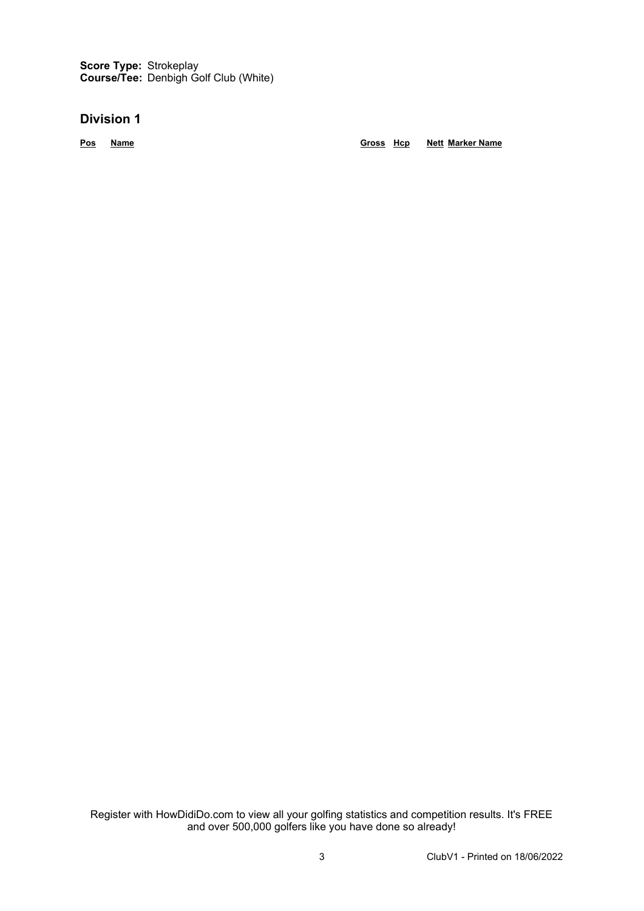**Score Type:** Strokeplay
**Course/Tee:** Denbigh Golf Club (White)

## Division 1

| Pos | Name | Gross | Hcp | Nett | Marker Name |
|---|---|---|---|---|---|

Register with HowDidiDo.com to view all your golfing statistics and competition results. It's FREE and over 500,000 golfers like you have done so already!

ClubV1 - Printed on 18/06/2022